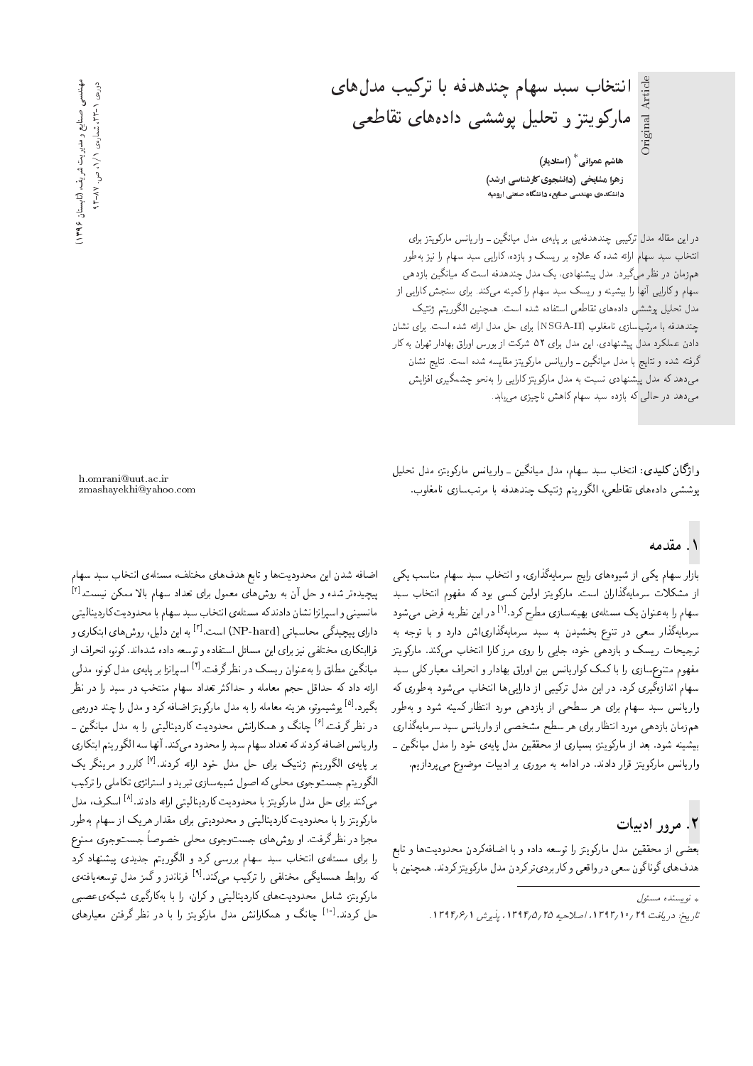# انتخاب سبد سهام چندهدفه با ترکیب مدل‌های مارکویتز و تحلیل پوششی داده‌های تقاطعی

**هاشم عمرانی*** (استادیار)
**زهرا مشایخی** (دانشجوی کارشناسی ارشد)
دانشکده‌ی مهندسی صنایع، دانشگاه صنعتی ارومیه

در این مقاله مدل ترکیبی چندهدفه‌یی بر پایه‌ی مدل میانگین ــ واریانس مارکویتز برای انتخاب سبد سهام ارائه شده که علاوه بر ریسک و بازده، کارایی سبد سهام را نیز به‌طور هم‌زمان در نظر می‌گیرد. مدل پیشنهادی، یک مدل چندهدفه است که میانگین بازدهی سهام و کارایی آنها را بیشینه و ریسک سبد سهام را کمینه می‌کند. برای سنجش کارایی از مدل تحلیل پوششی داده‌های تقاطعی استفاده شده است. همچنین الگوریتم ژنتیک چندهدفه با مرتب‌سازی نامغلوب (NSGA-II) برای حل مدل ارائه شده است. برای نشان دادن عملکرد مدل پیشنهادی، این مدل برای ۵۲ شرکت از بورس اوراق بهادار تهران به کار گرفته شده و نتایج با مدل میانگین ــ واریانس مارکویتز مقایسه شده است. نتایج نشان می‌دهد که مدل پیشنهادی نسبت به مدل مارکویتز کارایی را به‌نحو چشمگیری افزایش می‌دهد در حالی که بازده سبد سهام کاهش ناچیزی می‌یابد.

**واژگان کلیدی:** انتخاب سبد سهام، مدل میانگین ــ واریانس مارکویتز، مدل تحلیل پوششی داده‌های تقاطعی، الگوریتم ژنتیک چندهدفه با مرتب‌سازی نامغلوب.

h.omrani@uut.ac.ir
zmashayekhi@yahoo.com

## ۱. مقدمه

بازار سهام یکی از شیوه‌های رایج سرمایه‌گذاری، و انتخاب سبد سهام مناسب یکی از مشکلات سرمایه‌گذاران است. مارکویتز اولین کسی بود که مفهوم انتخاب سبد سهام را به‌عنوان یک مسئله‌ی بهینه‌سازی مطرح کرد.[1] در این نظریه فرض می‌شود سرمایه‌گذار سعی در تنوع بخشیدن به سبد سرمایه‌گذاری‌اش دارد و با توجه به ترجیحات ریسک و بازدهی خود، جایی را روی مرز کارا انتخاب می‌کند. مارکویتز مفهوم متنوع‌سازی را با کمک کوواریانس بین اوراق بهادار و انحراف معیار کلی سبد سهام اندازه‌گیری کرد. در این مدل ترکیبی از دارایی‌ها انتخاب می‌شود به‌طوری که واریانس سبد سهام برای هر سطحی از بازدهی مورد انتظار کمینه شود و به‌طور هم‌زمان بازدهی مورد انتظار برای هر سطح مشخصی از واریانس سبد سرمایه‌گذاری بیشینه شود. بعد از مارکویتز بسیاری از محققین مدل پایه‌ی خود را مدل میانگین ــ واریانس مارکویتز قرار دادند. در ادامه به مروری بر ادبیات موضوع می‌پردازیم.

## ۲. مرور ادبیات

بعضی از محققین مدل مارکویتز را توسعه داده و با اضافه‌کردن محدودیت‌ها و تابع هدف‌های گوناگون سعی در واقعی و کاربردی‌ترکردن مدل مارکویتز کردند. همچنین با اضافه شدن این محدودیت‌ها و تابع هدف‌های مختلف، مسئله‌ی انتخاب سبد سهام پیچیده‌تر شده و حل آن به روش‌های معمول برای تعداد سهام بالا ممکن نیست.[2] مانسینی و اسپرانزا نشان دادند که مسئله‌ی انتخاب سبد سهام با محدودیت کاردینالیتی دارای پیچیدگی محاسباتی (NP-hard) است.[3] به این دلیل، روش‌های ابتکاری و فراابتکاری مختلفی نیز برای این مسائل استفاده و توسعه داده شده‌اند. کونو، انحراف از میانگین مطلق را به‌عنوان ریسک در نظر گرفت.[4] اسپرانزا بر پایه‌ی مدل کونو، مدلی ارائه داد که حداقل حجم معامله و حداکثر تعداد سهام منتخب در سبد را در نظر بگیرد.[5] یوشیموتو، هزینه معامله را به مدل مارکویتز اضافه کرد و مدل را چند دوره‌یی در نظر گرفت.[6] چانگ و همکارانش محدودیت کاردینالیتی را به مدل میانگین ــ واریانس اضافه کردند که تعداد سهام سبد را محدود می‌کند. آنها سه الگوریتم ابتکاری بر پایه‌ی الگوریتم ژنتیک برای حل مدل خود ارائه کردند.[7] کلرر و مرینگر یک الگوریتم جست‌وجوی محلی که اصول شبیه‌سازی تبرید و استراتژی تکاملی را ترکیب می‌کند برای حل مدل مارکویتز با محدودیت کاردینالیتی ارائه دادند.[8] اسکرف، مدل مارکویتز را با محدودیت کاردینالیتی و محدودیتی برای مقدار هر یک از سهام به‌طور مجزا در نظر گرفت. او روش‌های جست‌وجوی محلی خصوصاً جست‌وجوی ممنوع را برای مسئله‌ی انتخاب سبد سهام بررسی کرد و الگوریتم جدیدی پیشنهاد کرد که روابط همسایگی مختلفی را ترکیب می‌کند.[9] فرناندز و گمز مدل توسعه‌یافته‌ی مارکویتز شامل محدودیت‌های کاردینالیتی و کران، را با به‌کارگیری شبکه‌ی عصبی حل کردند.[10] چانگ و همکارانش مدل مارکویتز را با در نظر گرفتن معیارهای

\* نویسنده مسئول

تاریخ: دریافت ۲۹ /۱۰/ ۱۳۹۳، اصلاحیه ۲۵ /۵/ ۱۳۹۴، پذیرش ۱ /۶/ ۱۳۹۴.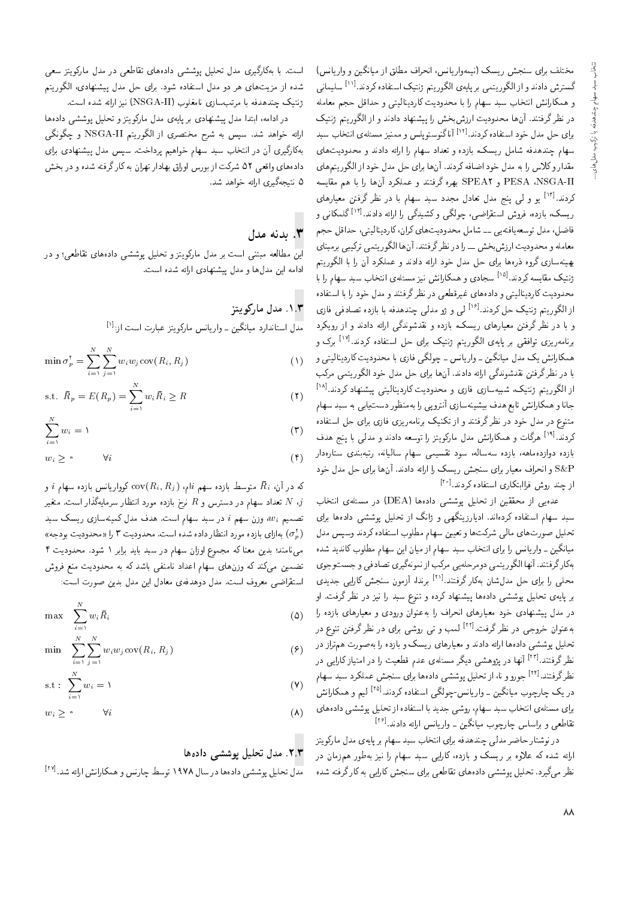مختلف برای سنجش ریسک (نیمه‌واریانس، انحراف مطلق از میانگین و واریانس) گسترش دادند و از الگوریتمی بر پایه‌ی الگوریتم ژنتیک استفاده کردند.[11] سلیمانی و همکارانش انتخاب سبد سهام را با محدودیت کاردینالیتی و حداقل حجم معامله در نظر گرفتند. آن‌ها محدودیت ارزش‌بخش را پیشنهاد دادند و از الگوریتم ژنتیک برای حل مدل خود استفاده کردند.[12] آناگنوستوپلس و ممنیز مسئله‌ی انتخاب سبد سهام چندهدفه شامل ریسک، بازده و تعداد سهام را ارائه دادند و محدودیت‌های مقدار و کلاس را به مدل خود اضافه کردند. آن‌ها برای حل مدل خود از الگوریتم‌های NSGA-II، PESA و SPEA2 بهره گرفتند و عملکرد آن‌ها را با هم مقایسه کردند.[13] یو و لی پنج مدل تعادل مجدد سبد سهام با در نظر گرفتن معیارهای ریسک، بازده، فروش استقراضی، چولگی و کشیدگی را ارائه دادند.[14] گلمکانی و فاضل، مدل توسعه‌یافته‌یی ــ شامل محدودیت‌های کران، کاردینالیتی، حداقل حجم معامله و محدودیت ارزش‌بخش ــ را در نظر گرفتند. آن‌ها الگوریتمی ترکیبی برمبنای بهینه‌سازی گروه ذره‌ها برای حل مدل خود ارائه دادند و عملکرد آن را با الگوریتم ژنتیک مقایسه کردند.[15] سجادی و همکارانش نیز مسئله‌ی انتخاب سبد سهام را با محدودیت کاردینالیتی و داده‌های غیرقطعی در نظر گرفتند و مدل خود را با استفاده از الگوریتم ژنتیک حل کردند.[16] لی و ژو مدلی چندهدفه با بازده تصادفی فازی و با در نظر گرفتن معیارهای ریسک، بازده و نقدشوندگی ارائه دادند و از رویکرد برنامه‌ریزی توافقی بر پایه‌ی الگوریتم ژنتیک برای حل استفاده کردند.[17] برک و همکارانش یک مدل میانگین ـ واریانس ـ چولگی فازی با محدودیت کاردینالیتی و با در نظر گرفتن نقدشوندگی ارائه دادند. آن‌ها برای حل مدل خود الگوریتمی مرکب از الگوریتم ژنتیک، شبیه‌سازی فازی و محدودیت کاردینالیتی پیشنهاد کردند.[18] جانا و همکارانش تابع هدف بیشینه‌سازی آنتروپی را به‌منظور دستیابی به سبد سهام متنوع در مدل خود در نظر گرفتند و از تکنیک برنامه‌ریزی فازی برای حل استفاده کردند.[19] هرگات و همکارانش مدل مارکویتز را توسعه دادند و مدلی با پنج هدف بازده دوازده‌ماهه، بازده سه‌ساله، سود تقسیمی سهام سالیانه، رتبه‌بندی ستاره‌دار و انحراف معیار برای سنجش ریسک S&P را ارائه دادند. آن‌ها برای حل مدل خود از چند روش فراابتکاری استفاده کردند.[20]

عده‌یی از محققین از تحلیل پوششی داده‌ها (DEA) در مسئله‌ی انتخاب سبد سهام استفاده کرده‌اند. ادیارزینگهی و ژانگ از تحلیل پوششی داده‌ها برای تحلیل صورت‌های مالی شرکت‌ها و تعیین سهام مطلوب استفاده کردند و سپس مدل میانگین ـ واریانس را برای انتخاب سبد سهام از میان این سهام مطلوب کاندید شده به‌کار گرفتند. آن‌ها الگوریتمی دومرحله‌یی مرکب از نمونه‌گیری تصادفی و جست‌وجوی محلی را برای حل مدل‌شان به‌کار گرفتند.[21] برندا، آزمون سنجش کارایی جدیدی بر پایه‌ی تحلیل پوششی داده‌ها پیشنهاد کرده و تنوع سبد را نیز در نظر گرفت. او در مدل پیشنهادی خود معیارهای انحراف را به‌عنوان ورودی و معیارهای بازده را به‌عنوان خروجی در نظر گرفت.[22] لمب و تی روشی برای در نظر گرفتن تنوع در تحلیل پوششی داده‌ها ارائه دادند و معیارهای ریسک و بازده را به‌صورت هم‌تراز در نظر گرفتند.[23] آن‌ها در پژوهشی دیگر مسئله‌ی عدم قطعیت را در امتیاز کارایی در نظر گرفتند.[24] جورو و نا، از تحلیل پوششی داده‌ها برای سنجش عملکرد سبد سهام در یک چارچوب میانگین ـ واریانس-چولگی استفاده کردند.[25] لیم و همکارانش برای مسئله‌ی انتخاب سبد سهام، روشی جدید با استفاده از تحلیل پوششی داده‌های تقاطعی و براساس چارچوب میانگین ـ واریانس ارائه دادند.[26]

در نوشتار حاضر مدلی چندهدفه برای انتخاب سبد سهام بر پایه‌ی مدل مارکویتز ارائه شده که علاوه بر ریسک و بازده، کارایی سبد سهام را نیز به‌طور هم‌زمان در نظر می‌گیرد. تحلیل پوششی داده‌های تقاطعی برای سنجش کارایی به‌کار گرفته شده است. با به‌کارگیری مدل تحلیل پوششی داده‌های تقاطعی در مدل مارکویتز سعی شده از مزیت‌های هر دو مدل استفاده شود. برای حل مدل پیشنهادی، الگوریتم ژنتیک چندهدفه با مرتب‌سازی نامغلوب (NSGA-II) نیز ارائه شده است.

در ادامه، ابتدا مدل پیشنهادی بر پایه‌ی مدل مارکویتز و تحلیل پوششی داده‌ها ارائه خواهد شد. سپس به شرح مختصری از الگوریتم NSGA-II و چگونگی به‌کارگیری آن در انتخاب سبد سهام خواهیم پرداخت. سپس مدل پیشنهادی برای داده‌های واقعی ۵۲ شرکت از بورس اوراق بهادار تهران به کار گرفته شده و در بخش ۵ نتیجه‌گیری ارائه خواهد شد.

## ۳. بدنه مدل

این مطالعه مبتنی است بر مدل مارکویتز و تحلیل پوششی داده‌های تقاطعی؛ و در ادامه این مدل‌ها و مدل پیشنهادی ارائه شده است.

### ۱.۳. مدل مارکویتز

مدل استاندارد میانگین ـ واریانس مارکویتز عبارت است از:[1]

$$\min \sigma_p^2 = \sum_{i=1}^{N}\sum_{j=1}^{N} w_i w_j \operatorname{cov}(R_i, R_j) \qquad (1)$$

$$\text{s.t.} \;\; \bar{R}_p = E(R_p) = \sum_{i=1}^{N} w_i \bar{R}_i \geq R \qquad (2)$$

$$\sum_{i=1}^{N} w_i = 1 \qquad (3)$$

$$w_i \geq 0 \qquad \forall i \qquad (4)$$

که در آن، $\bar{R}_i$ متوسط بازده سهم $i$ام، $\operatorname{cov}(R_i, R_j)$ کوواریانس بازده سهام $i$ و $j$، $N$ تعداد سهام در دسترس و $R$ نرخ بازده مورد انتظار سرمایه‌گذار است. متغیر تصمیم $w_i$ وزن سهم $i$ در سبد سهام است. هدف مدل کمینه‌سازی ریسک سبد ($\sigma_p^2$) به‌ازای بازده مورد انتظار داده شده است. محدودیت ۳ را «محدودیت بودجه» می‌نامند؛ بدین معنا که مجموع اوزان سهام در سبد باید برابر ۱ شود. محدودیت ۴ تضمین می‌کند که وزن‌های سهام اعداد نامنفی باشد که به محدودیت منع فروش استقراضی معروف است. مدل دوهدفه‌ی معادل این مدل بدین صورت است:

$$\max \;\; \sum_{i=1}^{N} w_i \bar{R}_i \qquad (5)$$

$$\min \;\; \sum_{i=1}^{N}\sum_{j=1}^{N} w_i w_j \operatorname{cov}(R_i, R_j) \qquad (6)$$

$$\text{s.t}: \;\; \sum_{i=1}^{N} w_i = 1 \qquad (7)$$

$$w_i \geq 0 \qquad \forall i \qquad (8)$$

### ۲.۳. مدل تحلیل پوششی داده‌ها

مدل تحلیل پوششی داده‌ها در سال ۱۹۷۸ توسط چارنس و همکارانش ارائه شد.[27]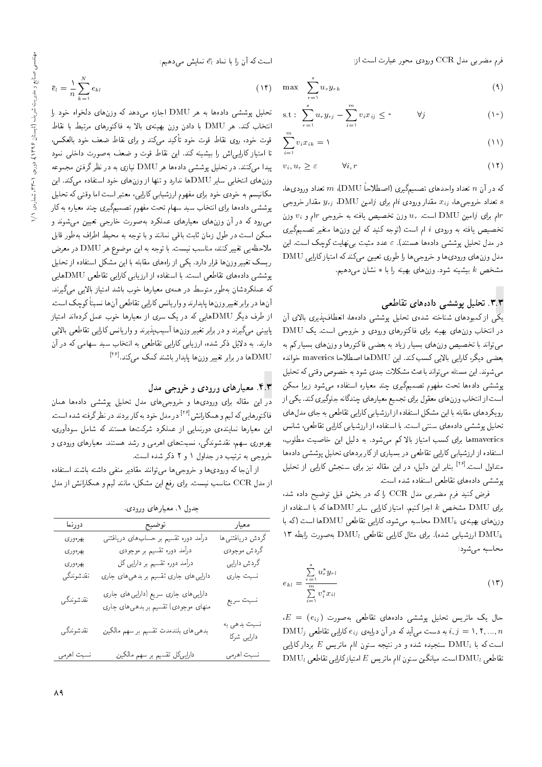فرم مضربی مدل CCR ورودی محور عبارت است از:

$$\max \quad \sum_{r=1}^{s} u_r y_{rk} \tag{9}$$

$$\text{s.t}: \quad \sum_{r=1}^{s} u_r y_{rj} - \sum_{i=1}^{m} v_i x_{ij} \leq 0 \qquad \forall j \tag{10}$$

$$\sum_{i=1}^{m} v_i x_{ik} = 1 \tag{11}$$

$$v_i, u_r \geq \varepsilon \qquad \forall i, r \tag{12}$$

که در آن $n$ تعداد واحدهای تصمیم‌گیری (اصطلاحاً DMU)، $m$ تعداد ورودی‌ها، $s$ تعداد خروجی‌ها، $x_{ij}$ مقدار ورودی $i$ام برای $j$امین DMU، $y_{rj}$ مقدار خروجی $r$ام برای $j$امین DMU است. $u_r$ وزن تخصیص یافته به خروجی $r$ام و $v_i$ وزن تخصیص یافته به ورودی $i$ ام است (توجه کنید که این وزن‌ها متغیر تصمیم‌گیری در مدل تحلیل پوششی داده‌ها هستند). $\varepsilon$ عدد مثبت بی‌نهایت کوچک است. این مدل وزن‌های ورودی‌ها و خروجی‌ها را طوری تعیین می‌کند که امتیاز کارایی DMU مشخص $k$ بیشینه شود. وزن‌های بهینه را با $*$ نشان می‌دهیم.

## ۳.۳. تحلیل پوششی داده‌های تقاطعی

یکی از کمبودهای شناخته شده‌ی تحلیل پوششی داده‌ها، انعطاف‌پذیری بالای آن در انتخاب وزن‌های بهینه برای فاکتورهای ورودی و خروجی است. یک DMU می‌تواند با تخصیص وزن‌های بسیار زیاد به بعضی فاکتورها و وزن‌های بسیار کم به بعضی دیگر، کارایی بالایی کسب کند. این DMUها اصطلاحاً mavericks خوانده می‌شوند. این مسئله می‌تواند باعث مشکلات جدی شود به خصوص وقتی که تحلیل پوششی داده‌ها تحت مفهوم تصمیم‌گیری چند معیاره استفاده می‌شود زیرا ممکن است از انتخاب وزن‌های معقول برای تجمیع معیارهای چندگانه جلوگیری کند. یکی از رویکردهای مقابله با این مشکل استفاده از ارزشیابی کارایی تقاطعی به جای مدل‌های تحلیل پوششی داده‌های سنتی است. با استفاده از ارزشیابی کارایی تقاطعی، شانس mavericksها برای کسب امتیاز بالا کم می‌شود. به دلیل این خاصیت مطلوب، استفاده از ارزشیابی کارایی تقاطعی در بسیاری از کاربردهای تحلیل پوششی داده‌ها متداول است.[26] بنابر این دلیل، در این مقاله نیز برای سنجش کارایی از تحلیل پوششی داده‌های تقاطعی استفاده شده است.

فرض کنید فرم مضربی مدل CCR را که در بخش قبل توضیح داده شد، برای DMU مشخص $k$ اجرا کنیم. امتیاز کارایی سایر DMUها که با استفاده از وزن‌های بهینه‌ی $\text{DMU}_k$ محاسبه می‌شود، کارایی تقاطعی DMUها است (که با $\text{DMU}_k$ ارزشیابی شده). برای مثال کارایی تقاطعی $\text{DMU}_l$ به‌صورت رابطه ۱۳ محاسبه می‌شود:

$$e_{kl} = \frac{\sum_{r=1}^{s} u_r^* y_{rl}}{\sum_{i=1}^{m} v_i^* x_{il}} \tag{13}$$

حال یک ماتریس تحلیل پوششی داده‌های تقاطعی به‌صورت $E = (e_{ij})$، $i, j = 1, 2, \dots, n$ به دست می‌آید که در آن درایه‌ی $e_{ij}$ کارایی تقاطعی $\text{DMU}_j$ است که با $\text{DMU}_i$ سنجیده شده و در نتیجه ستون $l$ام ماتریس $E$ بردار کارایی تقاطعی $\text{DMU}_l$ است. میانگین ستون $l$ام ماتریس $E$ امتیاز کارایی تقاطعی $\text{DMU}_l$ است که آن را با نماد $\bar{e}_l$ نمایش می‌دهیم:

$$\bar{e}_l = \frac{1}{n} \sum_{k=1}^{N} e_{kl} \tag{14}$$

تحلیل پوششی داده‌ها به هر DMU اجازه می‌دهد که وزن‌های دلخواه خود را انتخاب کند. هر DMU با دادن وزن بهینه‌ی بالا به فاکتورهای مرتبط با نقاط قوت خود، روی نقاط قوت خود تأکید می‌کند و برای نقاط ضعف خود بالعکس، تا امتیاز کارایی‌اش را بیشینه کند. این نقاط قوت و ضعف به‌صورت داخلی نمود پیدا می‌کنند. در تحلیل پوششی داده‌ها هر DMU نیازی به در نظر گرفتن مجموعه وزن‌های انتخابی سایر DMUها ندارد و تنها از وزن‌های خود استفاده می‌کند. این مکانیسم به خودی خود برای مفهوم ارزشیابی کارایی، معتبر است اما وقتی که تحلیل پوششی داده‌ها برای انتخاب سبد سهام تحت مفهوم تصمیم‌گیری چند معیاره به کار می‌رود که در آن وزن‌های معیارهای عملکرد به‌صورت خارجی تعیین می‌شوند و ممکن است در طول زمان ثابت باقی نمانند و با توجه به محیط اطراف به‌طور قابل ملاحظه‌یی تغییر کنند، مناسب نیست. با توجه به این موضوع هر DMU در معرض ریسک تغییر وزن‌ها قرار دارد. یکی از راه‌های مقابله با این مشکل استفاده از تحلیل پوششی داده‌های تقاطعی است. با استفاده از ارزیابی کارایی تقاطعی DMUهایی که عملکردشان به‌طور متوسط در همه‌ی معیارها خوب باشد امتیاز بالایی می‌گیرند. آن‌ها در برابر تغییر وزن‌ها پایدارند و واریانس کارایی تقاطعی آن‌ها نسبتاً کوچک است. از طرف دیگر DMUهایی که در یک سری از معیارها خوب عمل کرده‌اند امتیاز پایینی می‌گیرند و در برابر تغییر وزن‌ها آسیب‌پذیرند و واریانس کارایی تقاطعی بالایی دارند. به دلایل ذکر شده، ارزیابی کارایی تقاطعی به انتخاب سبد سهامی که در آن DMUها در برابر تغییر وزن‌ها پایدار باشند کمک می‌کند.[26]

## ۴.۳. معیارهای ورودی و خروجی مدل

در این مقاله برای ورودی‌ها و خروجی‌های مدل تحلیل پوششی داده‌ها همان فاکتورهایی که لیم و همکارانش[26] در مدل خود به کار برده‌اند در نظر گرفته شده است. این معیارها نماینده‌ی دورنمایی از عملکرد شرکت‌ها هستند که شامل سودآوری، بهره‌وری سهم، نقدشوندگی، نسبت‌های اهرمی و رشد هستند. معیارهای ورودی و خروجی به ترتیب در جداول ۱ و ۲ ذکر شده است.

از آن‌جا که ورودی‌ها و خروجی‌ها می‌توانند مقادیر منفی داشته باشند استفاده از مدل CCR مناسب نیست. برای رفع این مشکل، مانند لیم و همکارانش از مدل

جدول ۱. معیارهای ورودی.

| معیار | توضیح | دورنما |
|---|---|---|
| گردش دریافتنی‌ها | درآمد دوره تقسیم بر حساب‌های دریافتنی | بهره‌وری |
| گردش موجودی | درآمد دوره تقسیم بر موجودی | بهره‌وری |
| گردش دارایی | درآمد دوره تقسیم بر دارایی کل | بهره‌وری |
| نسبت جاری | دارایی‌های جاری تقسیم بر بدهی‌های جاری | نقدشوندگی |
| نسبت سریع | دارایی‌های جاری سریع (دارایی‌های جاری منهای موجودی) تقسیم بر بدهی‌های جاری | نقدشوندگی |
| نسبت بدهی به دارایی شرکا | بدهی‌های بلندمدت تقسیم بر سهم مالکین | نقدشوندگی |
| نسبت اهرمی | دارایی‌کل تقسیم بر سهم مالکین | نسبت اهرمی |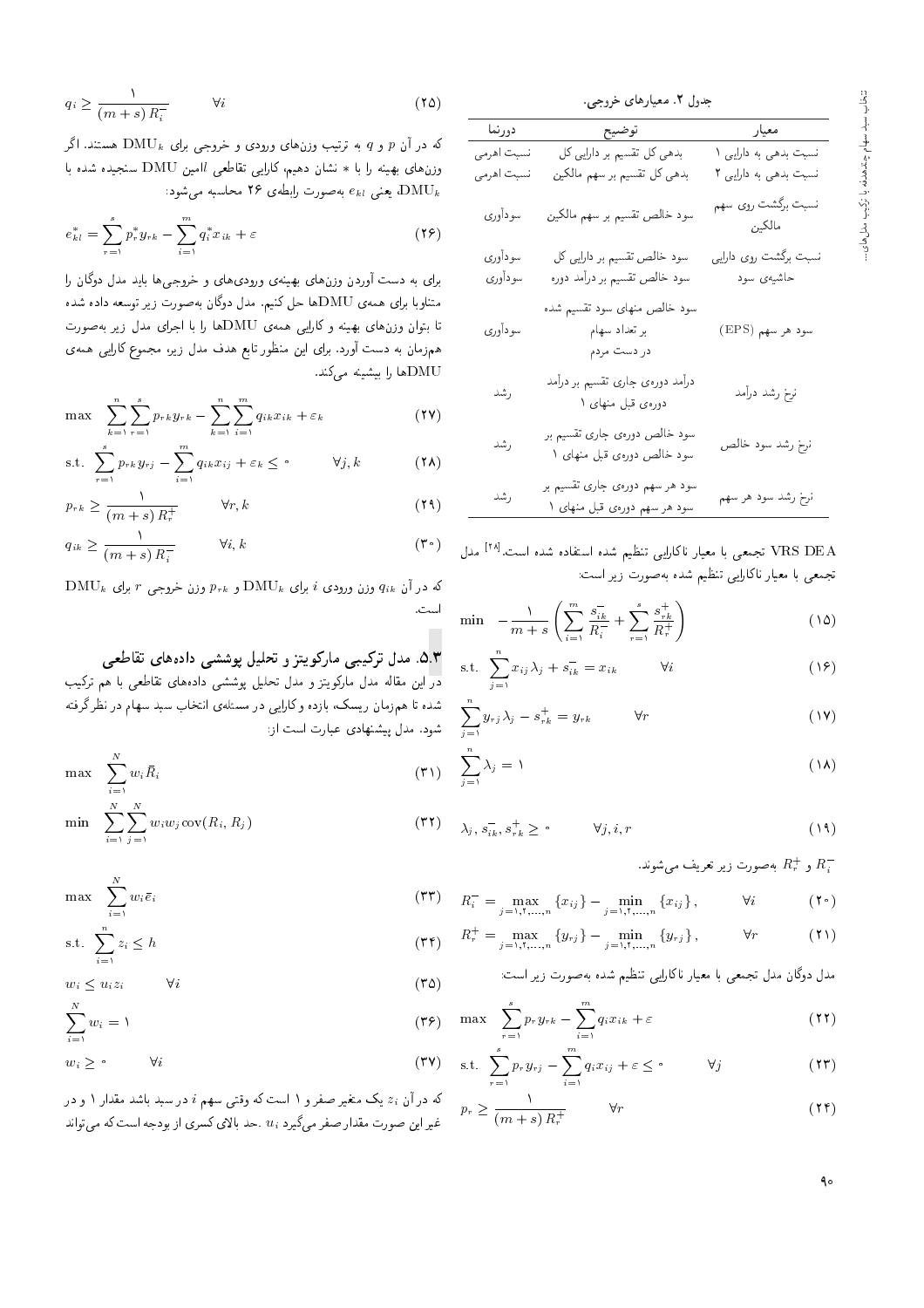جدول ۲. معیارهای خروجی.

| معیار | توضیح | دورنما |
|---|---|---|
| نسبت بدهی به دارایی ۱ | بدهی کل تقسیم بر دارایی کل | نسبت اهرمی |
| نسبت بدهی به دارایی ۲ | بدهی کل تقسیم بر سهم مالکین | نسبت اهرمی |
| نسبت برگشت روی سهم مالکین | سود خالص تقسیم بر سهم مالکین | سودآوری |
| نسبت برگشت روی دارایی | سود خالص تقسیم بر دارایی کل | سودآوری |
| حاشیه‌ی سود | سود خالص تقسیم بر درآمد دوره | سودآوری |
| سود هر سهم (EPS) | سود خالص منهای سود تقسیم شده بر تعداد سهام در دست مردم | سودآوری |
| نرخ رشد درآمد | درآمد دوره‌ی جاری تقسیم بر درآمد دوره‌ی قبل منهای ۱ | رشد |
| نرخ رشد سود خالص | سود خالص دوره‌ی جاری تقسیم بر سود خالص دوره‌ی قبل منهای ۱ | رشد |
| نرخ رشد سود هر سهم | سود هر سهم دوره‌ی جاری تقسیم بر سود هر سهم دوره‌ی قبل منهای ۱ | رشد |

VRS DEA تجمعی با معیار ناکارایی تنظیم شده استفاده شده است.[28] مدل تجمعی با معیار ناکارایی تنظیم شده به‌صورت زیر است:

$$\min \quad -\frac{1}{m+s}\left(\sum_{i=1}^{m}\frac{s_{ik}^{-}}{R_i^{-}}+\sum_{r=1}^{s}\frac{s_{rk}^{+}}{R_r^{+}}\right) \tag{15}$$

$$\text{s.t.} \quad \sum_{j=1}^{n} x_{ij}\lambda_j + s_{ik}^{-} = x_{ik} \qquad \forall i \tag{16}$$

$$\sum_{j=1}^{n} y_{rj}\lambda_j - s_{rk}^{+} = y_{rk} \qquad \forall r \tag{17}$$

$$\sum_{j=1}^{n} \lambda_j = 1 \tag{18}$$

$$\lambda_j, s_{ik}^{-}, s_{rk}^{+} \geq 0 \qquad \forall j,i,r \tag{19}$$

$R_i^{-}$ و $R_r^{+}$ به‌صورت زیر تعریف می‌شوند.

$$R_i^{-} = \max_{j=1,2,\dots,n}\{x_{ij}\} - \min_{j=1,2,\dots,n}\{x_{ij}\}, \qquad \forall i \tag{20}$$

$$R_r^{+} = \max_{j=1,2,\dots,n}\{y_{rj}\} - \min_{j=1,2,\dots,n}\{y_{rj}\}, \qquad \forall r \tag{21}$$

مدل دوگان مدل تجمعی با معیار ناکارایی تنظیم شده به‌صورت زیر است:

$$\max \quad \sum_{r=1}^{s} p_r y_{rk} - \sum_{i=1}^{m} q_i x_{ik} + \varepsilon \tag{22}$$

$$\text{s.t.} \quad \sum_{r=1}^{s} p_r y_{rj} - \sum_{i=1}^{m} q_i x_{ij} + \varepsilon \leq 0 \qquad \forall j \tag{23}$$

$$p_r \geq \frac{1}{(m+s)R_r^{+}} \qquad \forall r \tag{24}$$

$$q_i \geq \frac{1}{(m+s)R_i^{-}} \qquad \forall i \tag{25}$$

که در آن $p$ و $q$ به ترتیب وزن‌های ورودی و خروجی برای $\mathrm{DMU}_k$ هستند. اگر وزن‌های بهینه را با * نشان دهیم، کارایی تقاطعی $l$امین DMU سنجیده شده با $\mathrm{DMU}_k$، یعنی $e_{kl}$ به‌صورت رابطه‌ی ۲۶ محاسبه می‌شود:

$$e_{kl}^{*} = \sum_{r=1}^{s} p_r^{*} y_{rk} - \sum_{i=1}^{m} q_i^{*} x_{ik} + \varepsilon \tag{26}$$

برای به دست آوردن وزن‌های بهینه‌ی ورودی‌های و خروجی‌ها باید مدل دوگان را متناوبا برای همه‌ی DMUها حل کنیم. مدل دوگان به‌صورت زیر توسعه داده شده تا بتوان وزن‌های بهینه و کارایی همه‌ی DMUها را با اجرای مدل زیر به‌صورت هم‌زمان به دست آورد. برای این منظور تابع هدف مدل زیر، مجموع کارایی همه‌ی DMUها را بیشینه می‌کند.

$$\max \quad \sum_{k=1}^{n}\sum_{r=1}^{s} p_{rk} y_{rk} - \sum_{k=1}^{n}\sum_{i=1}^{m} q_{ik} x_{ik} + \varepsilon_k \tag{27}$$

$$\text{s.t.} \quad \sum_{r=1}^{s} p_{rk} y_{rj} - \sum_{i=1}^{m} q_{ik} x_{ij} + \varepsilon_k \leq 0 \qquad \forall j,k \tag{28}$$

$$p_{rk} \geq \frac{1}{(m+s)R_r^{+}} \qquad \forall r,k \tag{29}$$

$$q_{ik} \geq \frac{1}{(m+s)R_i^{-}} \qquad \forall i,k \tag{30}$$

که در آن $q_{ik}$ وزن ورودی $i$ برای $\mathrm{DMU}_k$ و $p_{rk}$ وزن خروجی $r$ برای $\mathrm{DMU}_k$ است.

## ۵.۳. مدل ترکیبی مارکویتز و تحلیل پوششی داده‌های تقاطعی

در این مقاله مدل مارکویتز و مدل تحلیل پوششی داده‌های تقاطعی با هم ترکیب شده تا هم‌زمان ریسک، بازده و کارایی در مسئله‌ی انتخاب سبد سهام در نظر گرفته شود. مدل پیشنهادی عبارت است از:

$$\max \quad \sum_{i=1}^{N} w_i \bar{R}_i \tag{31}$$

$$\min \quad \sum_{i=1}^{N}\sum_{j=1}^{N} w_i w_j \operatorname{cov}(R_i, R_j) \tag{32}$$

$$\max \quad \sum_{i=1}^{N} w_i \bar{e}_i \tag{33}$$

$$\text{s.t.} \quad \sum_{i=1}^{n} z_i \leq h \tag{34}$$

$$w_i \leq u_i z_i \qquad \forall i \tag{35}$$

$$\sum_{i=1}^{N} w_i = 1 \tag{36}$$

$$w_i \geq 0 \qquad \forall i \tag{37}$$

که در آن $z_i$ یک متغیر صفر و ۱ است که وقتی سهم $i$ در سبد باشد مقدار ۱ و در غیر این صورت مقدار صفر می‌گیرد. $u_i$ حد بالای کسری از بودجه است که می‌تواند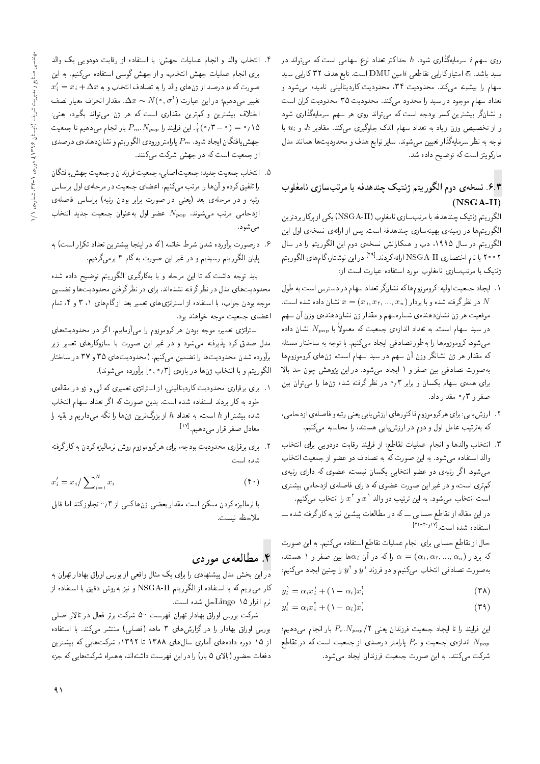روی سهم $i$ سرمایه‌گذاری شود. $h$ حداکثر تعداد نوع سهامی است که می‌تواند در سبد باشد. $\bar{e}_i$ امتیاز کارایی تقاطعی $i$امین DMU است. تابع هدف ۳۲ کارایی سبد سهام را بیشینه می‌کند. محدودیت ۳۴، محدودیت کاردینالیتی نامیده می‌شود و تعداد سهام موجود در سبد را محدود می‌کند. محدودیت ۳۵ محدودیت کران است و نشانگر بیشترین کسر بودجه است که می‌تواند روی هر سهم سرمایه‌گذاری شود و از تخصیص وزن زیاد به تعداد سهام اندک جلوگیری می‌کند. مقادیر $h$ و $u_i$ با توجه به نظر سرمایه‌گذار تعیین می‌شوند. سایر توابع هدف و محدودیت‌ها همانند مدل مارکویتز است که توضیح داده شد.

## ۶.۳ نسخه‌ی دوم الگوریتم ژنتیک چندهدفه با مرتب‌سازی نامغلوب (NSGA-II)

الگوریتم ژنتیک چندهدفه با مرتب‌سازی نامغلوب (NSGA-II) یکی از پرکاربردترین الگوریتم‌ها در زمینه‌ی بهینه‌سازی چندهدفه است. پس از ارائه‌ی نسخه‌ی اول این الگوریتم در سال ۱۹۹۵، دب و همکارانش نسخه‌ی دوم این الگوریتم را در سال ۲۰۰۲ با نام اختصاری NSGA-II ارائه کردند.[29] در این نوشتار، گام‌های الگوریتم ژنتیک با مرتب‌سازی نامغلوب مورد استفاده عبارت است از:

۱. ایجاد جمعیت اولیه: کروموزوم‌ها که نشانگر تعداد سهام در دسترس است به طول $N$ در نظر گرفته شده و با بردار $x = (x_1, x_2, ..., x_n)$ نشان داده شده است. موقعیت هر ژن نشان‌دهنده‌ی شماره‌سهم و مقدار ژن نشان‌دهنده‌ی وزن آن سهم در سبد سهام است. به تعداد اندازه‌ی جمعیت که معمولاً با $N_{pop}$ نشان داده می‌شود، کروموزوم‌ها را به‌طور تصادفی ایجاد می‌کنیم. با توجه به ساختار مسئله که مقدار هر ژن نشانگر وزن آن سهم در سبد سهام است، ژن‌های کروموزوم‌ها به‌صورت تصادفی بین صفر و ۱ ایجاد می‌شود. در این پژوهش چون حد بالا برای همه‌ی سهام یکسان و برابر ۰٫۳ در نظر گرفته شده ژن‌ها را می‌توان بین صفر و ۰٫۳ مقدار داد.

۲. ارزیابی: برای هر کروموزوم فاکتورهای ارزیابی یعنی رتبه و فاصله‌ی ازدحامی، که به‌ترتیب عامل اول و دوم در ارزیابی هستند، را محاسبه می‌کنیم.

۳. انتخاب والدها و انجام عملیات تقاطع: از فرایند رقابت دودویی برای انتخاب والد استفاده می‌شود. به این صورت که به تصادف دو عضو از جمعیت انتخاب می‌شود. اگر رتبه‌ی دو عضو انتخابی یکسان نیست، عضوی که دارای رتبه‌ی کم‌تری است، و در غیر این صورت عضوی که دارای فاصله‌ی ازدحامی بیشتری است انتخاب می‌شود. به این ترتیب دو والد $x^1$ و $x^2$ را انتخاب می‌کنیم.

در این مقاله از تقاطع حسابی ــ که در مطالعات پیشین نیز به کار گرفته شده ــ استفاده شده است.[17و30-32]

حال از تقاطع حسابی برای انجام عملیات تقاطع استفاده می‌کنیم. به این صورت که بردار $\alpha = (\alpha_1, \alpha_2, ..., \alpha_n)$ را که در آن $\alpha_i$ها بین صفر و ۱ هستند، به‌صورت تصادفی انتخاب می‌کنیم و دو فرزند $y^1$ و $y^2$ را چنین ایجاد می‌کنیم:

$$y_i^1 = \alpha_i x_i^1 + (1 - \alpha_i) x_i^2 \qquad (38)$$

$$y_i^2 = \alpha_i x_i^2 + (1 - \alpha_i) x_i^1 \qquad (39)$$

این فرایند را تا ایجاد جمعیت فرزندان یعنی $P_c.N_{pop}/2$ بار انجام می‌دهیم؛ $N_{pop}$ اندازه‌ی جمعیت و $P_c$ پارامتر درصدی از جمعیت است که در تقاطع شرکت می‌کنند. به این صورت جمعیت فرزندان ایجاد می‌شود.

۴. انتخاب والد و انجام عملیات جهش: با استفاده از رقابت دودویی یک والد برای انجام عملیات جهش انتخاب، و از جهش گوسی استفاده می‌کنیم. به این صورت که $\mu$ درصد از ژن‌های والد را به تصادف انتخاب و به $x'_i = x_i + \Delta x$ تغییر می‌دهیم؛ در این عبارت $\Delta x \sim N(0, \sigma^2)$. مقدار انحراف معیار نصف اختلاف بیشترین و کم‌ترین مقداری است که هر ژن می‌تواند بگیرد، یعنی: $0{,}15 = (0 - 0{,}3)\frac{1}{2}$. این فرایند را $P_m.N_{pop}$ بار انجام می‌دهیم تا جمعیت جهش‌یافتگان ایجاد شود. $P_m$ پارامتر ورودی الگوریتم و نشان‌دهنده‌ی درصدی از جمعیت است که در جهش شرکت می‌کنند.

۵. انتخاب جمعیت جدید: جمعیت اصلی، جمعیت فرزندان و جمعیت جهش‌یافتگان را تلفیق کرده و آن‌ها را مرتب می‌کنیم. اعضای جمعیت در مرحله‌ی اول براساس رتبه و در مرحله‌ی بعد (یعنی در صورت برابر بودن رتبه) براساس فاصله‌ی ازدحامی مرتب می‌شوند. $N_{pop}$ عضو اول به‌عنوان جمعیت جدید انتخاب می‌شود.

۶. درصورت برآورده شدن شرط خاتمه (که در اینجا بیشترین تعداد تکرار است) به پایان الگوریتم رسیده‌ایم و در غیر این صورت به گام ۳ برمی‌گردیم.

باید توجه داشت که تا این مرحله و با به‌کارگیری الگوریتم توضیح داده شده محدودیت‌های مدل در نظر گرفته نشده‌اند. برای در نظر گرفتن محدودیت‌ها و تضمین موجه بودن جواب، با استفاده از استراتژی‌های تعمیر بعد از گام‌های ۱، ۳ و ۴، تمام اعضای جمعیت موجه خواهند بود.

استراتژی تعمیر، موجه بودن هر کروموزوم را می‌آزماییم. اگر در محدودیت‌های مدل صدق کرد پذیرفته می‌شود و در غیر این صورت با سازوکارهای تعمیر زیر برآورده شدن محدودیت‌ها را تضمین می‌کنیم. (محدودیت‌های ۳۵ و ۳۷ در ساختار الگوریتم و با انتخاب ژن‌ها در بازه‌ی $[0, 0{,}3]$ برآورده می‌شوند).

۱. برای برقراری محدودیت کاردینالیتی، از استراتژی تعمیری که لی و ژو در مقاله‌ی خود به کار بردند استفاده شده است. بدین صورت که اگر تعداد سهام انتخاب شده بیشتر از $h$ است، به تعداد $h$ از بزرگ‌ترین ژن‌ها را نگه می‌داریم و بقیه را معادل صفر قرار می‌دهیم.[17]

۲. برای برقراری محدودیت بودجه، برای هر کروموزوم روش نرمالیزه کردن به کار گرفته شده است:

$$x'_i = x_i / \sum_{i=1}^{N} x_i \qquad (40)$$

با نرمالیزه کردن ممکن است مقدار بعضی ژن‌ها کمی از ۰٫۳ تجاوز کند اما قابل ملاحظه نیست.

# ۴. مطالعه‌ی موردی

در این بخش مدل پیشنهادی را برای یک مثال واقعی از بورس اوراق بهادار تهران به کار می‌بریم که با استفاده از الگوریتم NSGA-II و نیز به‌روش دقیق با استفاده از نرم افزار Lingo 15 حل شده است.

شرکت بورس اوراق بهادار تهران فهرست ۵۰ شرکت برتر فعال در تالار اصلی بورس اوراق بهادار را در گزارش‌های ۳ ماهه (فصلی) منتشر می‌کند. با استفاده از ۱۵ دوره داده‌های آماری سال‌های ۱۳۸۸ تا ۱۳۹۲، شرکت‌هایی که بیشترین دفعات حضور (بالای ۵ بار) را در این فهرست داشته‌اند، به‌همراه شرکت‌هایی که جزء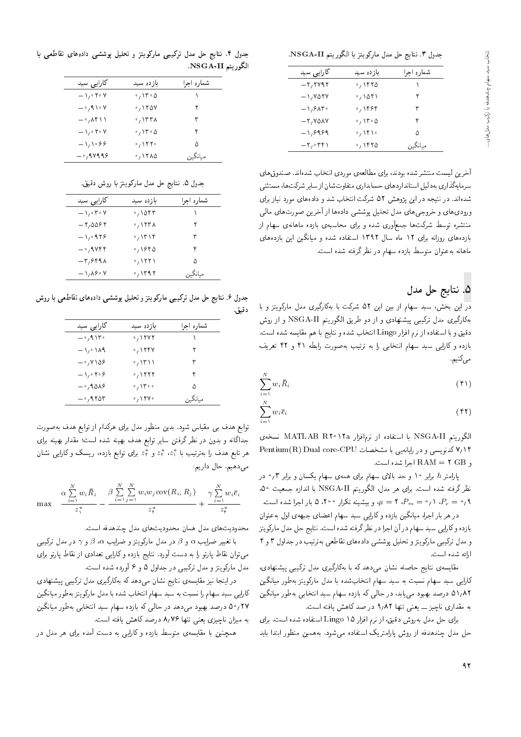جدول ۳. نتایج حل مدل مارکویتز با الگوریتم NSGA-II.

| شماره اجرا | بازده سبد | کارایی سبد |
|---|---|---|
| ۱ | ۰٫۱۴۲۵ | −۲٫۲۷۹۲ |
| ۲ | ۰٫۱۵۲۱ | −۱٫۷۵۲۷ |
| ۳ | ۰٫۱۴۶۴ | −۱٫۶۸۳۰ |
| ۴ | ۰٫۱۳۰۵ | −۲٫۷۵۸۷ |
| ۵ | ۰٫۱۴۱۰ | −۱٫۶۹۶۹ |
| میانگین | ۰٫۱۴۲۵ | −۲٫۰۳۴۱ |

آخرین لیست منتشر شده بودند، برای مطالعه‌ی موردی انتخاب شده‌اند. صندوق‌های سرمایه‌گذاری به‌دلیل استانداردهای حسابداری متفاوت‌شان از سایر شرکت‌ها، مستثنی شده‌اند. در نتیجه در این پژوهش ۵۲ شرکت انتخاب شد و داده‌های مورد نیاز برای ورودی‌ها و خروجی‌های مدل تحلیل پوششی داده‌ها از آخرین صورت‌های مالی منتشره توسط شرکت‌ها جمع‌آوری شده و برای محاسبه‌ی بازده ماهانه‌ی سهام از بازده‌های روزانه برای ۱۲ ماه سال ۱۳۹۲ استفاده شده و میانگین این بازده‌های ماهانه به‌عنوان متوسط بازده سهام در نظر گرفته شده است.

## ۵. نتایج حل مدل

در این بخش، سبد سهام از بین این ۵۲ شرکت با به‌کارگیری مدل مارکویتز و با به‌کارگیری مدل ترکیبی پیشنهادی و از دو طریق الگوریتم NSGA-II و از روش دقیق و با استفاده از نرم افزار Lingo انتخاب شده و نتایج با هم مقایسه شده است. بازده و کارایی سبد سهام انتخابی را به ترتیب به‌صورت رابطه ۴۱ و ۴۲ تعریف می‌کنیم.

$$\sum_{i=1}^{N} w_i \bar{R}_i \qquad (41)$$

$$\sum_{i=1}^{N} w_i \bar{e}_i \qquad (42)$$

الگوریتم NSGA-II با استفاده از نرم‌افزار MATLAB R2012a نسخه‌ی ۷٫۱۴ کدنویسی و در رایانه‌یی با مشخصات Pentium(R) Dual core-CPU و RAM = 2 GB اجرا شده است.

پارامتر $h$ برابر ۱۰ و حد بالای سهام برای همه‌ی سهام یکسان و برابر ۰٫۳ در نظر گرفته شده است. برای هر مدل، الگوریتم NSGA-II با اندازه جمعیت ۵۰، $P_c = 0{,}9$، $P_m = 0{,}1$، $\mu = 2$، و بیشینه تکرار ۲۰۰، ۵ بار اجرا شده است.

در هر بار اجرا، میانگین بازده و کارایی سبد سهام اعضای جبهه‌ی اول به‌عنوان بازده و کارایی سبد سهام در آن اجرا در نظر گرفته شده است. نتایج حل مدل مارکویتز و مدل ترکیبی مارکویتز و تحلیل پوششی داده‌های تقاطعی به‌ترتیب در جداول ۳ و ۴ ارائه شده است.

مقایسه‌ی نتایج حاصله نشان می‌دهد که با به‌کارگیری مدل ترکیبی پیشنهادی، کارایی سبد سهام نسبت به سبد سهام انتخاب‌شده با مدل مارکویتز به‌طور میانگین ۵۱٫۸۲ درصد بهبود می‌یابد، در حالی که بازده سهام سبد انتخابی به‌طور میانگین به مقداری ناچیز ــ یعنی تنها ۹٫۸۲ درصد کاهش یافته است.

برای حل مدل به‌روش دقیق، از نرم افزار Lingo 15 استفاده شده است. برای حل مدل چندهدفه از روش پارامتریک استفاده می‌شود. به‌همین منظور ابتدا باید توابع هدف بی مقیاس شود. بدین منظور مدل برای هرکدام از توابع هدف به‌صورت جداگانه و بدون در نظر گرفتن سایر توابع هدف بهینه شده است؛ مقدار بهینه برای هر تابع هدف را به‌ترتیب با $z_1^*$، $z_2^*$ و $z_3^*$ برای توابع بازده، ریسک و کارایی نشان می‌دهیم. حال داریم:

$$\max \quad \frac{\alpha \sum_{i=1}^{N} w_i \bar{R}_i}{z_1^*} - \frac{\beta \sum_{i=1}^{N}\sum_{j=1}^{N} w_i w_j \operatorname{cov}(R_i, R_j)}{z_2^*} + \frac{\gamma \sum_{i=1}^{N} w_i \bar{e}_i}{z_3^*}$$

محدودیت‌های مدل همان محدودیت‌های مدل چندهدفه است.

با تغییر ضرایب $\alpha$ و $\beta$ در مدل مارکویتز و ضرایب $\alpha$، $\beta$ و $\gamma$ در مدل ترکیبی می‌توان نقاط پارتو را به دست آورد. نتایج بازده و کارایی تعدادی از نقاط پارتو برای مدل مارکویتز و مدل ترکیبی در جداول ۵ و ۶ آورده شده است.

در اینجا نیز مقایسه‌ی نتایج نشان می‌دهد که به‌کارگیری مدل ترکیبی پیشنهادی کارایی سبد سهام را نسبت به سبد سهام انتخاب شده با مدل مارکویتز به‌طور میانگین ۵۰٫۲۷ درصد بهبود می‌دهد در حالی که بازده سهام سبد انتخابی به‌طور میانگین به میزان ناچیزی یعنی تنها ۸٫۷۶ درصد کاهش یافته است.

همچنین با مقایسه‌ی متوسط بازده و کارایی به دست آمده برای هر مدل در

جدول ۴. نتایج حل مدل ترکیبی مارکویتز و تحلیل پوششی داده‌های تقاطعی با الگوریتم NSGA-II.

| شماره اجرا | بازده سبد | کارایی سبد |
|---|---|---|
| ۱ | ۰٫۱۳۰۵ | −۱٫۰۲۰۷ |
| ۲ | ۰٫۱۲۵۷ | −۰٫۹۱۰۷ |
| ۳ | ۰٫۱۳۳۸ | −۰٫۸۴۱۱ |
| ۴ | ۰٫۱۳۰۵ | −۱٫۰۲۰۷ |
| ۵ | ۰٫۱۲۲۰ | −۱٫۱۰۶۶ |
| میانگین | ۰٫۱۲۸۵ | −۰٫۹۷۹۹۶ |

جدول ۵. نتایج حل مدل مارکویتز با روش دقیق.

| شماره اجرا | بازده سبد | کارایی سبد |
|---|---|---|
| ۱ | ۰٫۱۵۴۳ | −۱٫۰۳۰۷ |
| ۲ | ۰٫۱۲۳۸ | −۲٫۵۵۶۲ |
| ۳ | ۰٫۱۳۱۴ | −۱٫۰۹۲۶ |
| ۴ | ۰٫۱۶۴۵ | −۰٫۹۷۴۴ |
| ۵ | ۰٫۱۲۲۱ | −۳٫۶۴۹۸ |
| میانگین | ۰٫۱۳۹۲ | −۱٫۸۶۰۷ |

جدول ۶. نتایج حل مدل ترکیبی مارکویتز و تحلیل پوششی داده‌های تقاطعی با روش دقیق.

| شماره اجرا | بازده سبد | کارایی سبد |
|---|---|---|
| ۱ | ۰٫۱۲۷۲ | −۰٫۹۱۳۰ |
| ۲ | ۰٫۱۲۴۷ | −۱٫۰۱۸۹ |
| ۳ | ۰٫۱۳۱۱ | −۰٫۷۱۵۶ |
| ۴ | ۰٫۱۲۲۲ | −۱٫۰۲۰۶ |
| ۵ | ۰٫۱۳۰۰ | −۰٫۹۵۸۶ |
| میانگین | ۰٫۱۲۷۰ | −۰٫۹۲۵۳ |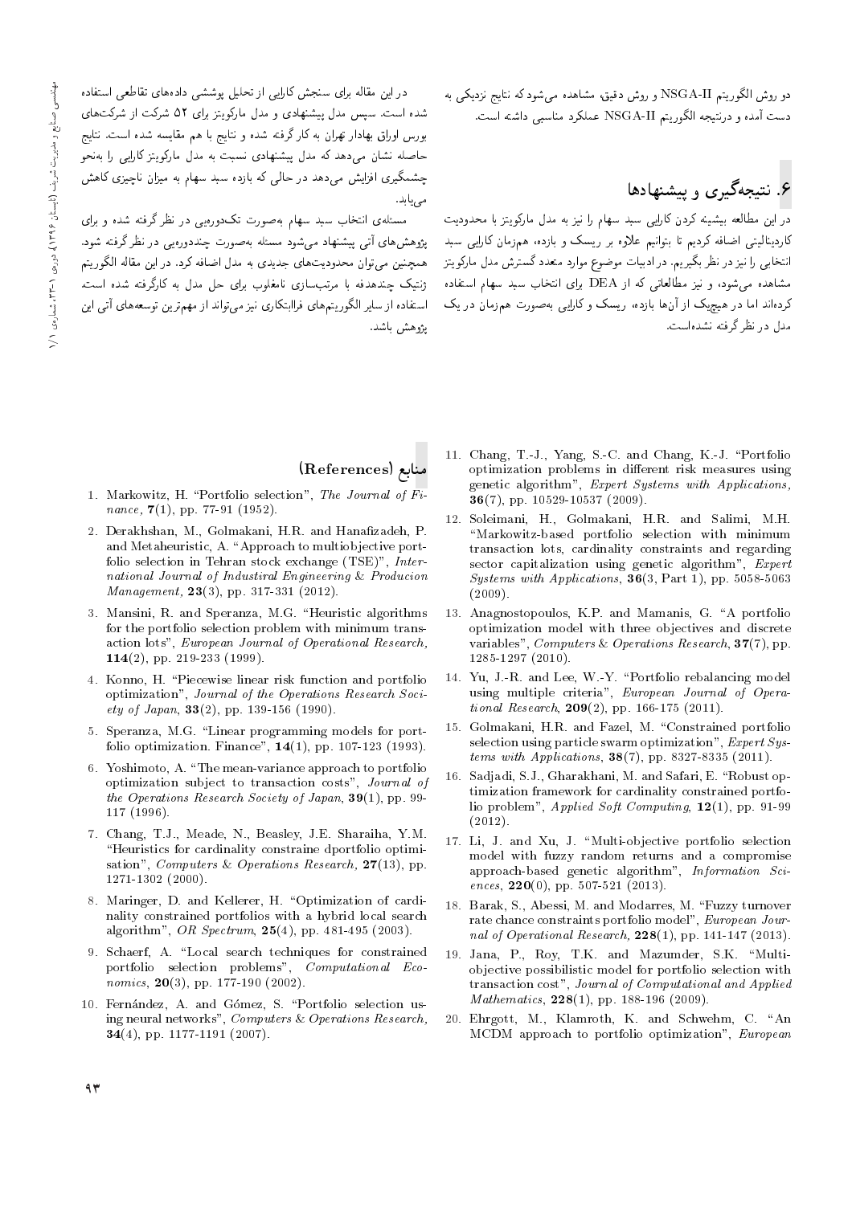دو روش الگوریتم NSGA-II و روش دقیق، مشاهده می‌شود که نتایج نزدیکی به دست آمده و درنتیجه الگوریتم NSGA-II عملکرد مناسبی داشته است.

## ۶. نتیجه‌گیری و پیشنهادها

در این مطالعه بیشینه کردن کارایی سبد سهام را نیز به مدل مارکویتز با محدودیت کاردینالیتی اضافه کردیم تا بتوانیم علاوه بر ریسک و بازده، هم‌زمان کارایی سبد انتخابی را نیز در نظر بگیریم. در ادبیات موضوع موارد متعدد گسترش مدل مارکویتز مشاهده می‌شود، و نیز مطالعاتی که از DEA برای انتخاب سبد سهام استفاده کرده‌اند اما در هیچ‌یک از آن‌ها بازده، ریسک و کارایی به‌صورت هم‌زمان در یک مدل در نظر گرفته نشده‌است.

در این مقاله برای سنجش کارایی از تحلیل پوششی داده‌های تقاطعی استفاده شده است. سپس مدل پیشنهادی و مدل مارکویتز برای ۵۲ شرکت از شرکت‌های بورس اوراق بهادار تهران به کار گرفته شده و نتایج با هم مقایسه شده است. نتایج حاصله نشان می‌دهد که مدل پیشنهادی نسبت به مدل مارکویتز کارایی را به‌نحو چشمگیری افزایش می‌دهد در حالی که بازده سبد سهام به میزان ناچیزی کاهش می‌یابد.

مسئله‌ی انتخاب سبد سهام به‌صورت تک‌دوره‌یی در نظر گرفته شده و برای پژوهش‌های آتی پیشنهاد می‌شود مسئله به‌صورت چنددوره‌یی در نظر گرفته شود. همچنین می‌توان محدودیت‌های جدیدی به مدل اضافه کرد. در این مقاله الگوریتم ژنتیک چندهدفه با مرتب‌سازی نامغلوب برای حل مدل به کارگرفته شده است. استفاده از سایر الگوریتم‌های فراابتکاری نیز می‌تواند از مهم‌ترین توسعه‌های آتی این پژوهش باشد.

## منابع (References)

1. Markowitz, H. "Portfolio selection", *The Journal of Finance*, **7**(1), pp. 77-91 (1952).

2. Derakhshan, M., Golmakani, H.R. and Hanafizadeh, P. and Metaheuristic, A. "Approach to multiobjective portfolio selection in Tehran stock exchange (TSE)", *International Journal of Industiral Engineering & Producion Management*, **23**(3), pp. 317-331 (2012).

3. Mansini, R. and Speranza, M.G. "Heuristic algorithms for the portfolio selection problem with minimum transaction lots", *European Journal of Operational Research*, **114**(2), pp. 219-233 (1999).

4. Konno, H. "Piecewise linear risk function and portfolio optimization", *Journal of the Operations Research Society of Japan*, **33**(2), pp. 139-156 (1990).

5. Speranza, M.G. "Linear programming models for portfolio optimization. Finance", **14**(1), pp. 107-123 (1993).

6. Yoshimoto, A. "The mean-variance approach to portfolio optimization subject to transaction costs", *Journal of the Operations Research Society of Japan*, **39**(1), pp. 99-117 (1996).

7. Chang, T.J., Meade, N., Beasley, J.E. Sharaiha, Y.M. "Heuristics for cardinality constraine dportfolio optimisation", *Computers & Operations Research*, **27**(13), pp. 1271-1302 (2000).

8. Maringer, D. and Kellerer, H. "Optimization of cardinality constrained portfolios with a hybrid local search algorithm", *OR Spectrum*, **25**(4), pp. 481-495 (2003).

9. Schaerf, A. "Local search techniques for constrained portfolio selection problems", *Computational Economics*, **20**(3), pp. 177-190 (2002).

10. Fernández, A. and Gómez, S. "Portfolio selection using neural networks", *Computers & Operations Research*, **34**(4), pp. 1177-1191 (2007).

11. Chang, T.-J., Yang, S.-C. and Chang, K.-J. "Portfolio optimization problems in different risk measures using genetic algorithm", *Expert Systems with Applications*, **36**(7), pp. 10529-10537 (2009).

12. Soleimani, H., Golmakani, H.R. and Salimi, M.H. "Markowitz-based portfolio selection with minimum transaction lots, cardinality constraints and regarding sector capitalization using genetic algorithm", *Expert Systems with Applications*, **36**(3, Part 1), pp. 5058-5063 (2009).

13. Anagnostopoulos, K.P. and Mamanis, G. "A portfolio optimization model with three objectives and discrete variables", *Computers & Operations Research*, **37**(7), pp. 1285-1297 (2010).

14. Yu, J.-R. and Lee, W.-Y. "Portfolio rebalancing model using multiple criteria", *European Journal of Operational Research*, **209**(2), pp. 166-175 (2011).

15. Golmakani, H.R. and Fazel, M. "Constrained portfolio selection using particle swarm optimization", *Expert Systems with Applications*, **38**(7), pp. 8327-8335 (2011).

16. Sadjadi, S.J., Gharakhani, M. and Safari, E. "Robust optimization framework for cardinality constrained portfolio problem", *Applied Soft Computing*, **12**(1), pp. 91-99 (2012).

17. Li, J. and Xu, J. "Multi-objective portfolio selection model with fuzzy random returns and a compromise approach-based genetic algorithm", *Information Sciences*, **220**(0), pp. 507-521 (2013).

18. Barak, S., Abessi, M. and Modarres, M. "Fuzzy turnover rate chance constraints portfolio model", *European Journal of Operational Research*, **228**(1), pp. 141-147 (2013).

19. Jana, P., Roy, T.K. and Mazumder, S.K. "Multi-objective possibilistic model for portfolio selection with transaction cost", *Journal of Computational and Applied Mathematics*, **228**(1), pp. 188-196 (2009).

20. Ehrgott, M., Klamroth, K. and Schwehm, C. "An MCDM approach to portfolio optimization", *European*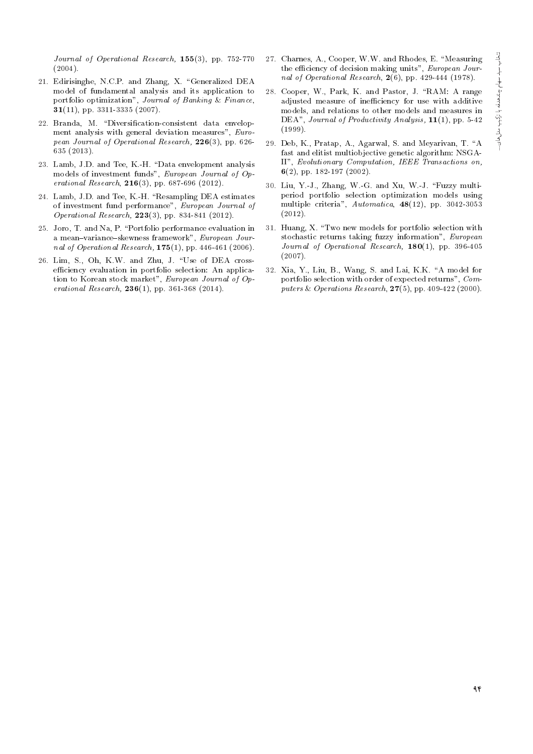Journal of Operational Research, **155**(3), pp. 752-770 (2004).

21. Edirisinghe, N.C.P. and Zhang, X. "Generalized DEA model of fundamental analysis and its application to portfolio optimization", *Journal of Banking & Finance*, **31**(11), pp. 3311-3335 (2007).

22. Branda, M. "Diversification-consistent data envelopment analysis with general deviation measures", *European Journal of Operational Research*, **226**(3), pp. 626-635 (2013).

23. Lamb, J.D. and Tee, K.-H. "Data envelopment analysis models of investment funds", *European Journal of Operational Research*, **216**(3), pp. 687-696 (2012).

24. Lamb, J.D. and Tee, K.-H. "Resampling DEA estimates of investment fund performance", *European Journal of Operational Research*, **223**(3), pp. 834-841 (2012).

25. Joro, T. and Na, P. "Portfolio performance evaluation in a mean–variance–skewness framework", *European Journal of Operational Research*, **175**(1), pp. 446-461 (2006).

26. Lim, S., Oh, K.W. and Zhu, J. "Use of DEA cross-efficiency evaluation in portfolio selection: An application to Korean stock market", *European Journal of Operational Research*, **236**(1), pp. 361-368 (2014).

27. Charnes, A., Cooper, W.W. and Rhodes, E. "Measuring the efficiency of decision making units", *European Journal of Operational Research*, **2**(6), pp. 429-444 (1978).

28. Cooper, W., Park, K. and Pastor, J. "RAM: A range adjusted measure of inefficiency for use with additive models, and relations to other models and measures in DEA", *Journal of Productivity Analysis*, **11**(1), pp. 5-42 (1999).

29. Deb, K., Pratap, A., Agarwal, S. and Meyarivan, T. "A fast and elitist multiobjective genetic algorithm: NSGA-II", *Evolutionary Computation, IEEE Transactions on*, **6**(2), pp. 182-197 (2002).

30. Liu, Y.-J., Zhang, W.-G. and Xu, W.-J. "Fuzzy multi-period portfolio selection optimization models using multiple criteria", *Automatica*, **48**(12), pp. 3042-3053 (2012).

31. Huang, X. "Two new models for portfolio selection with stochastic returns taking fuzzy information", *European Journal of Operational Research*, **180**(1), pp. 396-405 (2007).

32. Xia, Y., Liu, B., Wang, S. and Lai, K.K. "A model for portfolio selection with order of expected returns", *Computers & Operations Research*, **27**(5), pp. 409-422 (2000).